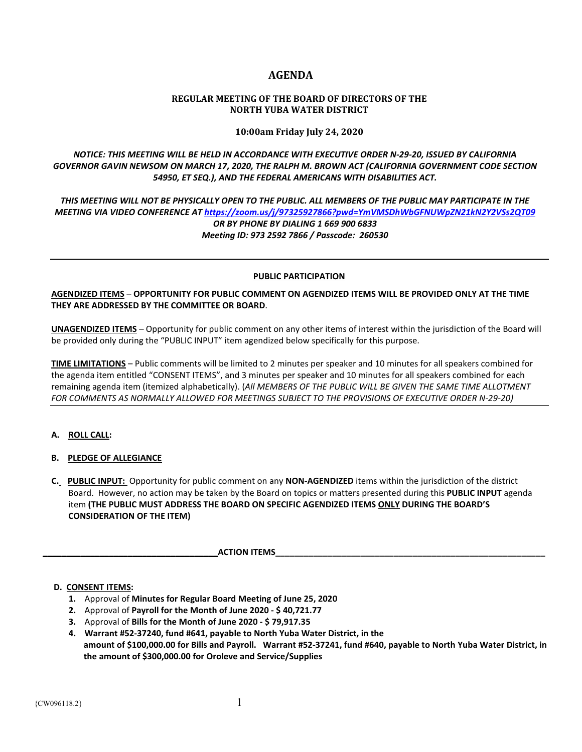# AGENDA

## REGULAR MEETING OF THE BOARD OF DIRECTORS OF THE NORTH YUBA WATER DISTRICT

**10:00am Friday July 24, 2020**

*NOTICE: THIS MEETING WILL BE HELD IN ACCORDANCE WITH EXECUTIVE ORDER N-29-20, ISSUED BY CALIFORNIA GOVERNOR GAVIN NEWSOM ON MARCH 17, 2020, THE RALPH M. BROWN ACT (CALIFORNIA GOVERNMENT CODE SECTION 54950, ET SEQ.), AND THE FEDERAL AMERICANS WITH DISABILITIES ACT.*

*THIS MEETING WILL NOT BE PHYSICALLY OPEN TO THE PUBLIC. ALL MEMBERS OF THE PUBLIC MAY PARTICIPATE IN THE MEETING VIA VIDEO CONFERENCE AT https://zoom.us/j/97325927866?pwd=YmVMSDhWbGFNUWpZN21kN2Y2VSs2QT09 OR BY PHONE BY DIALING 1 669 900 6833*
*Meeting ID: 973 2592 7866 / Passcode: 260530*

---

**PUBLIC PARTICIPATION**

**AGENDIZED ITEMS** – **OPPORTUNITY FOR PUBLIC COMMENT ON AGENDIZED ITEMS WILL BE PROVIDED ONLY AT THE TIME THEY ARE ADDRESSED BY THE COMMITTEE OR BOARD**.

**UNAGENDIZED ITEMS** – Opportunity for public comment on any other items of interest within the jurisdiction of the Board will be provided only during the "PUBLIC INPUT" item agendized below specifically for this purpose.

**TIME LIMITATIONS** – Public comments will be limited to 2 minutes per speaker and 10 minutes for all speakers combined for the agenda item entitled "CONSENT ITEMS", and 3 minutes per speaker and 10 minutes for all speakers combined for each remaining agenda item (itemized alphabetically). (*All MEMBERS OF THE PUBLIC WILL BE GIVEN THE SAME TIME ALLOTMENT FOR COMMENTS AS NORMALLY ALLOWED FOR MEETINGS SUBJECT TO THE PROVISIONS OF EXECUTIVE ORDER N-29-20)*

---

**A. ROLL CALL:**

**B. PLEDGE OF ALLEGIANCE**

**C. PUBLIC INPUT:** Opportunity for public comment on any **NON-AGENDIZED** items within the jurisdiction of the district Board. However, no action may be taken by the Board on topics or matters presented during this **PUBLIC INPUT** agenda item **(THE PUBLIC MUST ADDRESS THE BOARD ON SPECIFIC AGENDIZED ITEMS ONLY DURING THE BOARD'S CONSIDERATION OF THE ITEM)**

**ACTION ITEMS**

**D. CONSENT ITEMS:**

1. Approval of **Minutes for Regular Board Meeting of June 25, 2020**
2. Approval of **Payroll for the Month of June 2020 - $ 40,721.77**
3. Approval of **Bills for the Month of June 2020 - $ 79,917.35**
4. **Warrant #52-37240, fund #641, payable to North Yuba Water District, in the amount of $100,000.00 for Bills and Payroll. Warrant #52-37241, fund #640, payable to North Yuba Water District, in the amount of $300,000.00 for Oroleve and Service/Supplies**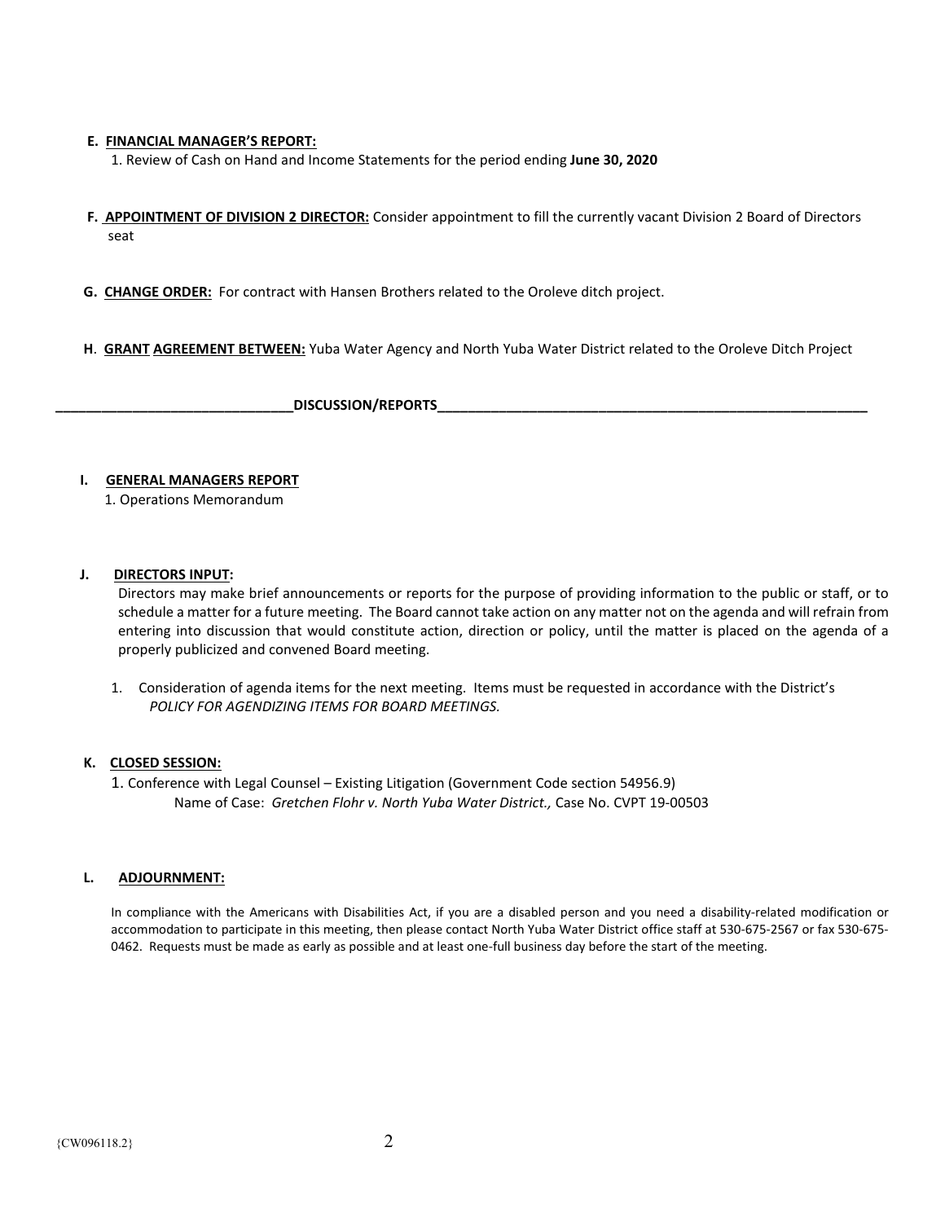**E. <u>FINANCIAL MANAGER'S REPORT:</u>**

1. Review of Cash on Hand and Income Statements for the period ending **June 30, 2020**

**F. <u>APPOINTMENT OF DIVISION 2 DIRECTOR:</u>** Consider appointment to fill the currently vacant Division 2 Board of Directors seat

**G. <u>CHANGE ORDER:</u>** For contract with Hansen Brothers related to the Oroleve ditch project.

**H. <u>GRANT AGREEMENT BETWEEN:</u>** Yuba Water Agency and North Yuba Water District related to the Oroleve Ditch Project

______________________________**DISCUSSION/REPORTS**______________________________

**I. <u>GENERAL MANAGERS REPORT</u>**

1. Operations Memorandum

**J. <u>DIRECTORS INPUT:</u>**

Directors may make brief announcements or reports for the purpose of providing information to the public or staff, or to schedule a matter for a future meeting. The Board cannot take action on any matter not on the agenda and will refrain from entering into discussion that would constitute action, direction or policy, until the matter is placed on the agenda of a properly publicized and convened Board meeting.

1. Consideration of agenda items for the next meeting. Items must be requested in accordance with the District's *POLICY FOR AGENDIZING ITEMS FOR BOARD MEETINGS.*

**K. <u>CLOSED SESSION:</u>**

1. Conference with Legal Counsel – Existing Litigation (Government Code section 54956.9)
   Name of Case: *Gretchen Flohr v. North Yuba Water District.,* Case No. CVPT 19-00503

**L. <u>ADJOURNMENT:</u>**

In compliance with the Americans with Disabilities Act, if you are a disabled person and you need a disability-related modification or accommodation to participate in this meeting, then please contact North Yuba Water District office staff at 530-675-2567 or fax 530-675-0462. Requests must be made as early as possible and at least one-full business day before the start of the meeting.

{CW096118.2}